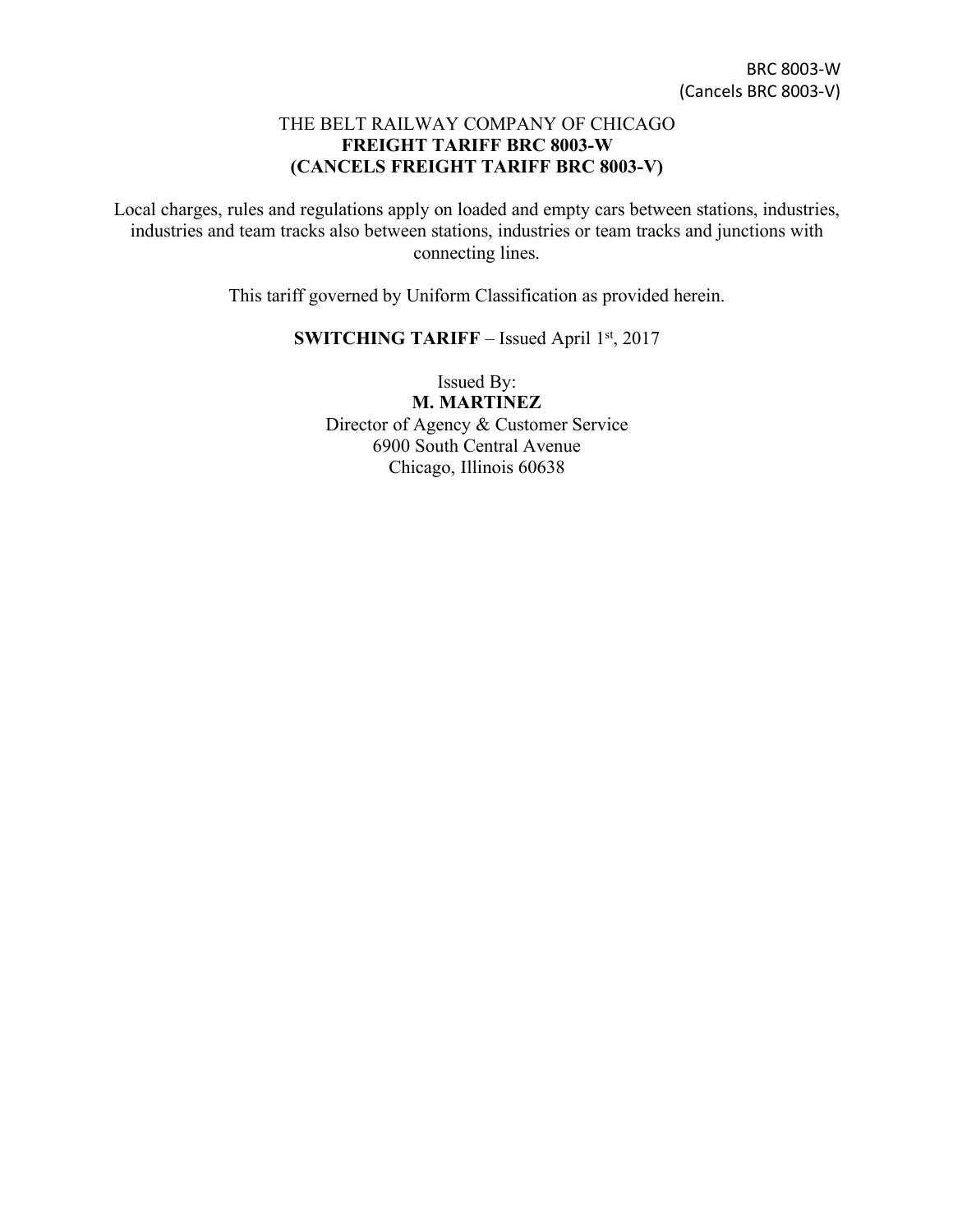BRC 8003-W
(Cancels BRC 8003-V)

# THE BELT RAILWAY COMPANY OF CHICAGO
## FREIGHT TARIFF BRC 8003-W
## (CANCELS FREIGHT TARIFF BRC 8003-V)

Local charges, rules and regulations apply on loaded and empty cars between stations, industries, industries and team tracks also between stations, industries or team tracks and junctions with connecting lines.

This tariff governed by Uniform Classification as provided herein.

**SWITCHING TARIFF** – Issued April 1st, 2017

Issued By:
**M. MARTINEZ**
Director of Agency & Customer Service
6900 South Central Avenue
Chicago, Illinois 60638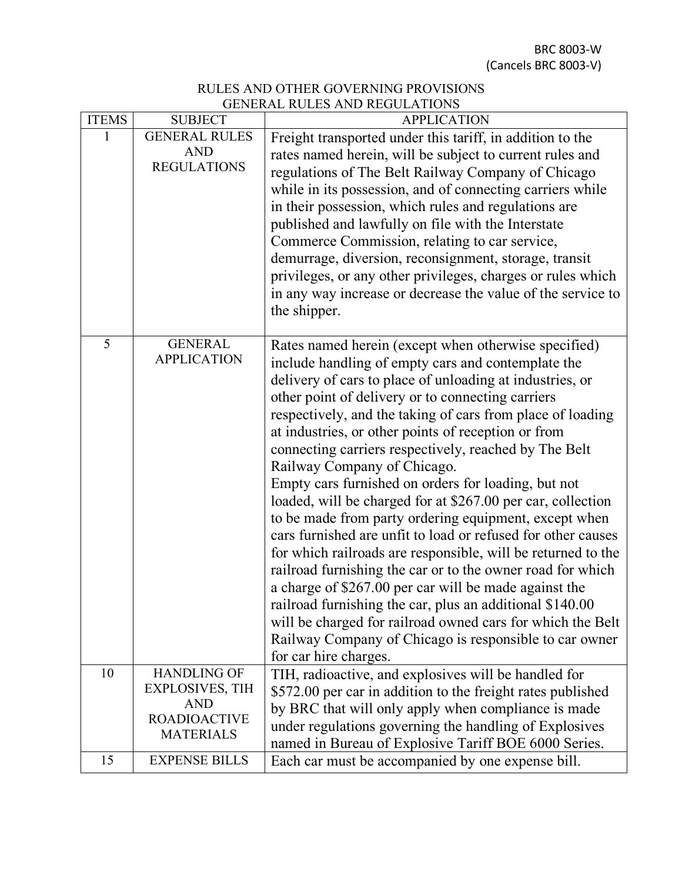BRC 8003-W
(Cancels BRC 8003-V)

RULES AND OTHER GOVERNING PROVISIONS
GENERAL RULES AND REGULATIONS

| ITEMS | SUBJECT | APPLICATION |
|---|---|---|
| 1 | GENERAL RULES AND REGULATIONS | Freight transported under this tariff, in addition to the rates named herein, will be subject to current rules and regulations of The Belt Railway Company of Chicago while in its possession, and of connecting carriers while in their possession, which rules and regulations are published and lawfully on file with the Interstate Commerce Commission, relating to car service, demurrage, diversion, reconsignment, storage, transit privileges, or any other privileges, charges or rules which in any way increase or decrease the value of the service to the shipper. |
| 5 | GENERAL APPLICATION | Rates named herein (except when otherwise specified) include handling of empty cars and contemplate the delivery of cars to place of unloading at industries, or other point of delivery or to connecting carriers respectively, and the taking of cars from place of loading at industries, or other points of reception or from connecting carriers respectively, reached by The Belt Railway Company of Chicago.<br>Empty cars furnished on orders for loading, but not loaded, will be charged for at $267.00 per car, collection to be made from party ordering equipment, except when cars furnished are unfit to load or refused for other causes for which railroads are responsible, will be returned to the railroad furnishing the car or to the owner road for which a charge of $267.00 per car will be made against the railroad furnishing the car, plus an additional $140.00 will be charged for railroad owned cars for which the Belt Railway Company of Chicago is responsible to car owner for car hire charges. |
| 10 | HANDLING OF EXPLOSIVES, TIH AND ROADIOACTIVE MATERIALS | TIH, radioactive, and explosives will be handled for $572.00 per car in addition to the freight rates published by BRC that will only apply when compliance is made under regulations governing the handling of Explosives named in Bureau of Explosive Tariff BOE 6000 Series. |
| 15 | EXPENSE BILLS | Each car must be accompanied by one expense bill. |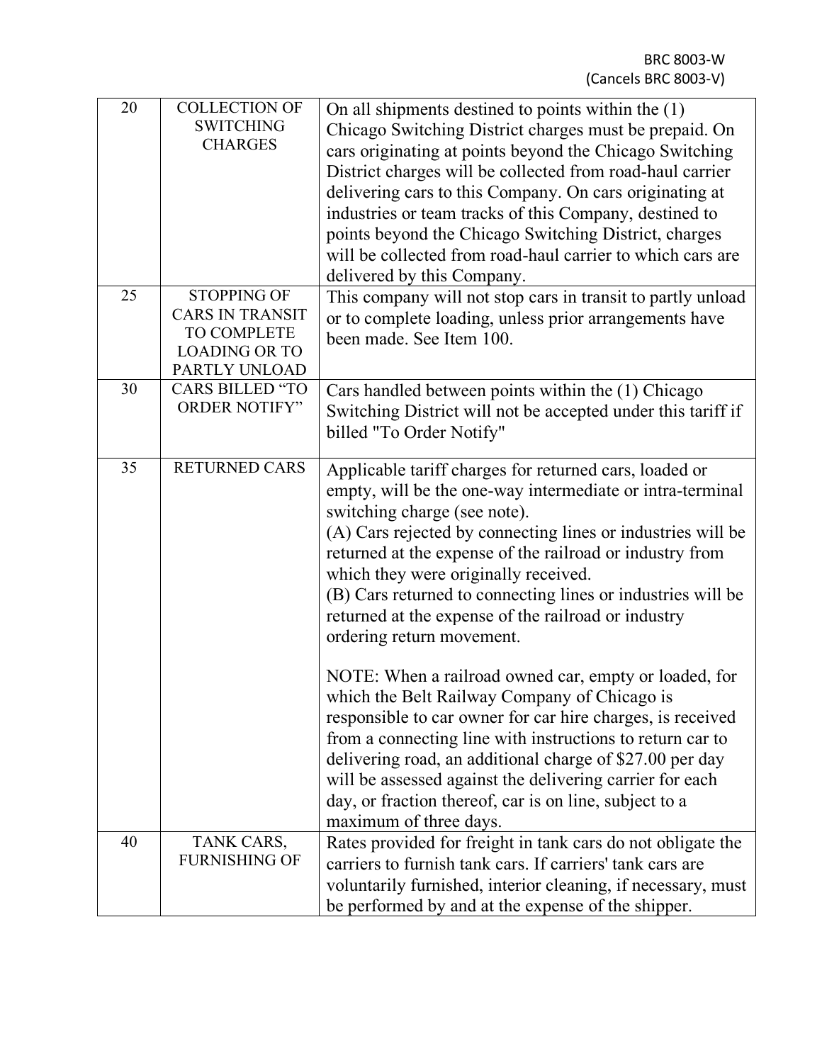| 20 | COLLECTION OF SWITCHING CHARGES | On all shipments destined to points within the (1) Chicago Switching District charges must be prepaid. On cars originating at points beyond the Chicago Switching District charges will be collected from road-haul carrier delivering cars to this Company. On cars originating at industries or team tracks of this Company, destined to points beyond the Chicago Switching District, charges will be collected from road-haul carrier to which cars are delivered by this Company. |
|---|---|---|
| 25 | STOPPING OF CARS IN TRANSIT TO COMPLETE LOADING OR TO PARTLY UNLOAD | This company will not stop cars in transit to partly unload or to complete loading, unless prior arrangements have been made. See Item 100. |
| 30 | CARS BILLED "TO ORDER NOTIFY" | Cars handled between points within the (1) Chicago Switching District will not be accepted under this tariff if billed "To Order Notify" |
| 35 | RETURNED CARS | Applicable tariff charges for returned cars, loaded or empty, will be the one-way intermediate or intra-terminal switching charge (see note).<br>(A) Cars rejected by connecting lines or industries will be returned at the expense of the railroad or industry from which they were originally received.<br>(B) Cars returned to connecting lines or industries will be returned at the expense of the railroad or industry ordering return movement.<br><br>NOTE: When a railroad owned car, empty or loaded, for which the Belt Railway Company of Chicago is responsible to car owner for car hire charges, is received from a connecting line with instructions to return car to delivering road, an additional charge of $27.00 per day will be assessed against the delivering carrier for each day, or fraction thereof, car is on line, subject to a maximum of three days. |
| 40 | TANK CARS, FURNISHING OF | Rates provided for freight in tank cars do not obligate the carriers to furnish tank cars. If carriers' tank cars are voluntarily furnished, interior cleaning, if necessary, must be performed by and at the expense of the shipper. |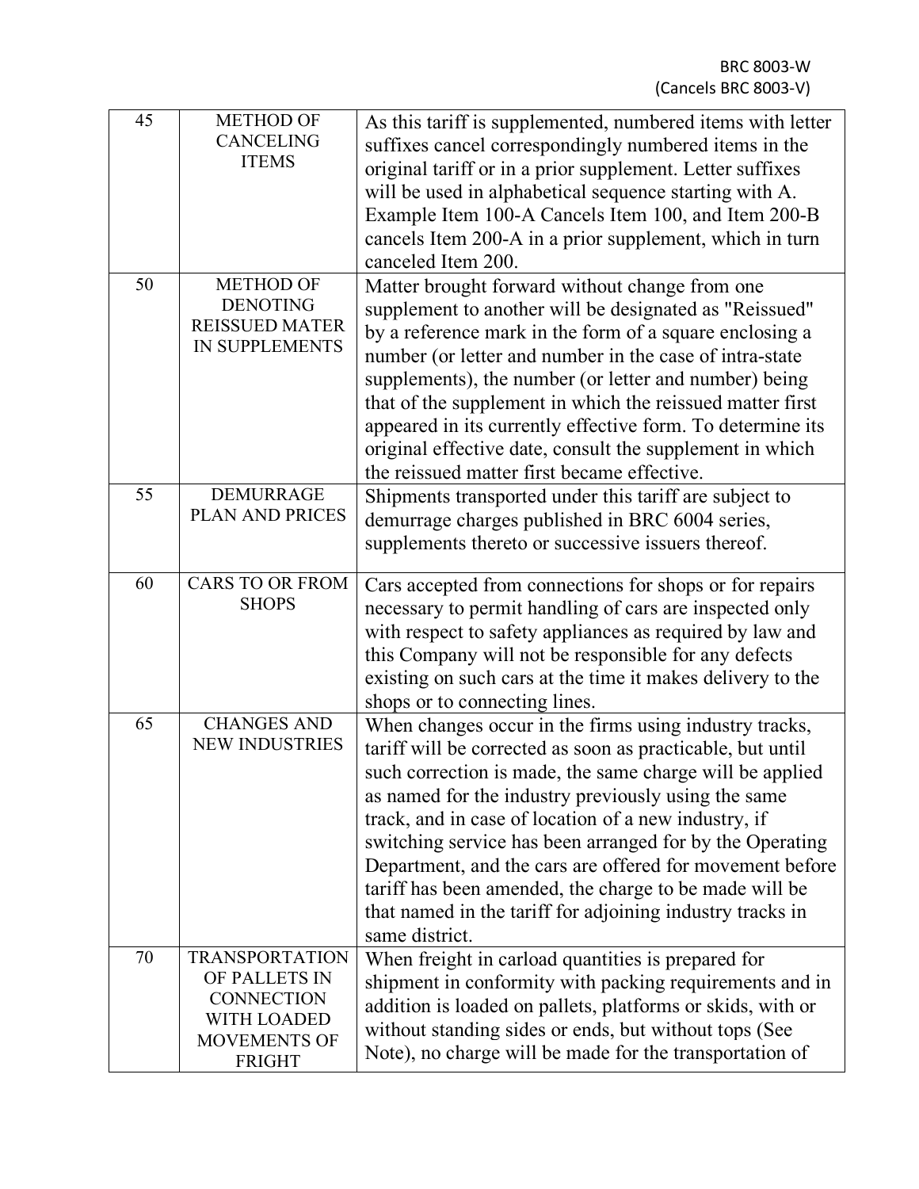BRC 8003-W
(Cancels BRC 8003-V)

| | | |
|---|---|---|
| 45 | METHOD OF CANCELING ITEMS | As this tariff is supplemented, numbered items with letter suffixes cancel correspondingly numbered items in the original tariff or in a prior supplement. Letter suffixes will be used in alphabetical sequence starting with A. Example Item 100-A Cancels Item 100, and Item 200-B cancels Item 200-A in a prior supplement, which in turn canceled Item 200. |
| 50 | METHOD OF DENOTING REISSUED MATER IN SUPPLEMENTS | Matter brought forward without change from one supplement to another will be designated as "Reissued" by a reference mark in the form of a square enclosing a number (or letter and number in the case of intra-state supplements), the number (or letter and number) being that of the supplement in which the reissued matter first appeared in its currently effective form. To determine its original effective date, consult the supplement in which the reissued matter first became effective. |
| 55 | DEMURRAGE PLAN AND PRICES | Shipments transported under this tariff are subject to demurrage charges published in BRC 6004 series, supplements thereto or successive issuers thereof. |
| 60 | CARS TO OR FROM SHOPS | Cars accepted from connections for shops or for repairs necessary to permit handling of cars are inspected only with respect to safety appliances as required by law and this Company will not be responsible for any defects existing on such cars at the time it makes delivery to the shops or to connecting lines. |
| 65 | CHANGES AND NEW INDUSTRIES | When changes occur in the firms using industry tracks, tariff will be corrected as soon as practicable, but until such correction is made, the same charge will be applied as named for the industry previously using the same track, and in case of location of a new industry, if switching service has been arranged for by the Operating Department, and the cars are offered for movement before tariff has been amended, the charge to be made will be that named in the tariff for adjoining industry tracks in same district. |
| 70 | TRANSPORTATION OF PALLETS IN CONNECTION WITH LOADED MOVEMENTS OF FRIGHT | When freight in carload quantities is prepared for shipment in conformity with packing requirements and in addition is loaded on pallets, platforms or skids, with or without standing sides or ends, but without tops (See Note), no charge will be made for the transportation of |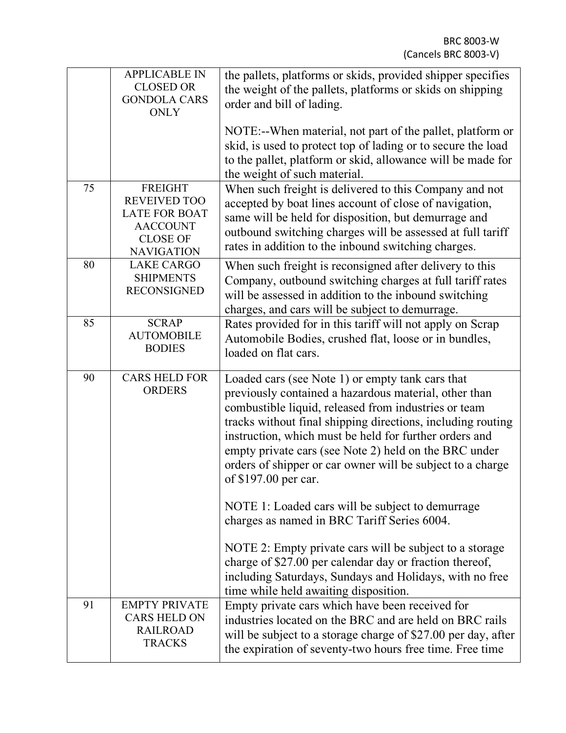| | | |
|---|---|---|
| | APPLICABLE IN CLOSED OR GONDOLA CARS ONLY | the pallets, platforms or skids, provided shipper specifies the weight of the pallets, platforms or skids on shipping order and bill of lading.<br><br>NOTE:--When material, not part of the pallet, platform or skid, is used to protect top of lading or to secure the load to the pallet, platform or skid, allowance will be made for the weight of such material. |
| 75 | FREIGHT REVEIVED TOO LATE FOR BOAT AACCOUNT CLOSE OF NAVIGATION | When such freight is delivered to this Company and not accepted by boat lines account of close of navigation, same will be held for disposition, but demurrage and outbound switching charges will be assessed at full tariff rates in addition to the inbound switching charges. |
| 80 | LAKE CARGO SHIPMENTS RECONSIGNED | When such freight is reconsigned after delivery to this Company, outbound switching charges at full tariff rates will be assessed in addition to the inbound switching charges, and cars will be subject to demurrage. |
| 85 | SCRAP AUTOMOBILE BODIES | Rates provided for in this tariff will not apply on Scrap Automobile Bodies, crushed flat, loose or in bundles, loaded on flat cars. |
| 90 | CARS HELD FOR ORDERS | Loaded cars (see Note 1) or empty tank cars that previously contained a hazardous material, other than combustible liquid, released from industries or team tracks without final shipping directions, including routing instruction, which must be held for further orders and empty private cars (see Note 2) held on the BRC under orders of shipper or car owner will be subject to a charge of $197.00 per car.<br><br>NOTE 1: Loaded cars will be subject to demurrage charges as named in BRC Tariff Series 6004.<br><br>NOTE 2: Empty private cars will be subject to a storage charge of $27.00 per calendar day or fraction thereof, including Saturdays, Sundays and Holidays, with no free time while held awaiting disposition. |
| 91 | EMPTY PRIVATE CARS HELD ON RAILROAD TRACKS | Empty private cars which have been received for industries located on the BRC and are held on BRC rails will be subject to a storage charge of $27.00 per day, after the expiration of seventy-two hours free time. Free time |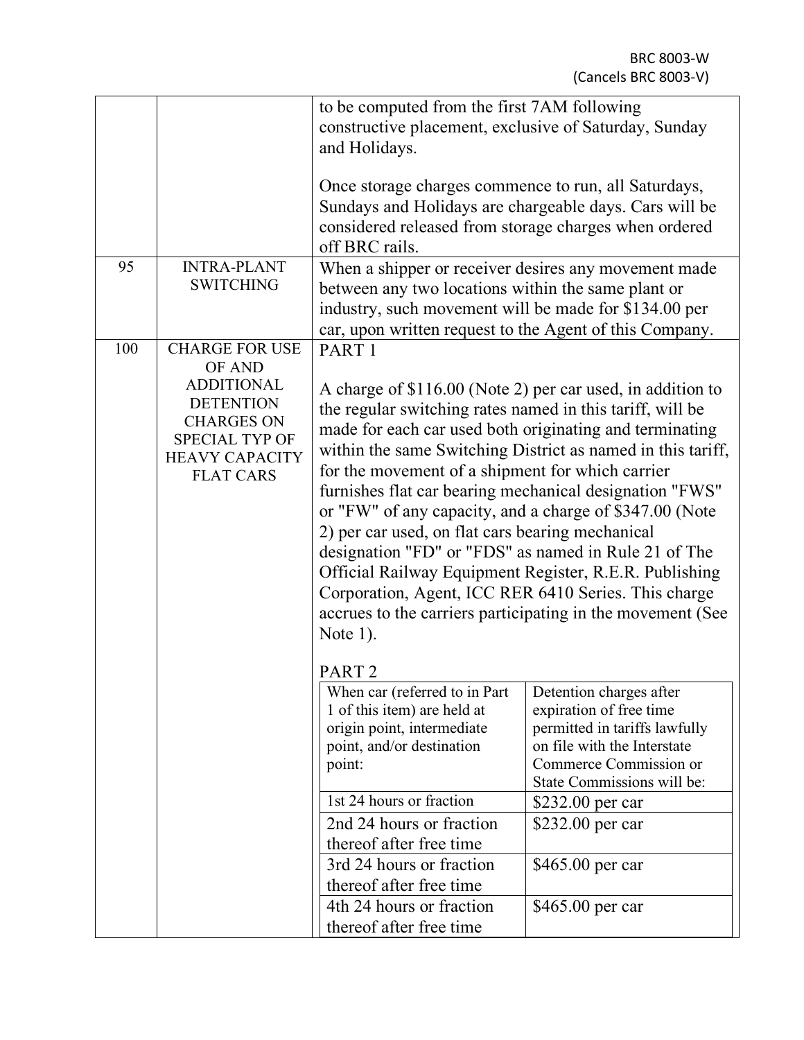| | | |
|---|---|---|
| | | to be computed from the first 7AM following constructive placement, exclusive of Saturday, Sunday and Holidays.<br><br>Once storage charges commence to run, all Saturdays, Sundays and Holidays are chargeable days. Cars will be considered released from storage charges when ordered off BRC rails. |
| 95 | INTRA-PLANT SWITCHING | When a shipper or receiver desires any movement made between any two locations within the same plant or industry, such movement will be made for $134.00 per car, upon written request to the Agent of this Company. |
| 100 | CHARGE FOR USE OF AND ADDITIONAL DETENTION CHARGES ON SPECIAL TYP OF HEAVY CAPACITY FLAT CARS | PART 1<br><br>A charge of $116.00 (Note 2) per car used, in addition to the regular switching rates named in this tariff, will be made for each car used both originating and terminating within the same Switching District as named in this tariff, for the movement of a shipment for which carrier furnishes flat car bearing mechanical designation "FWS" or "FW" of any capacity, and a charge of $347.00 (Note 2) per car used, on flat cars bearing mechanical designation "FD" or "FDS" as named in Rule 21 of The Official Railway Equipment Register, R.E.R. Publishing Corporation, Agent, ICC RER 6410 Series. This charge accrues to the carriers participating in the movement (See Note 1).<br><br>PART 2 |

| When car (referred to in Part 1 of this item) are held at origin point, intermediate point, and/or destination point: | Detention charges after expiration of free time permitted in tariffs lawfully on file with the Interstate Commerce Commission or State Commissions will be: |
|---|---|
| 1st 24 hours or fraction | $232.00 per car |
| 2nd 24 hours or fraction thereof after free time | $232.00 per car |
| 3rd 24 hours or fraction thereof after free time | $465.00 per car |
| 4th 24 hours or fraction thereof after free time | $465.00 per car |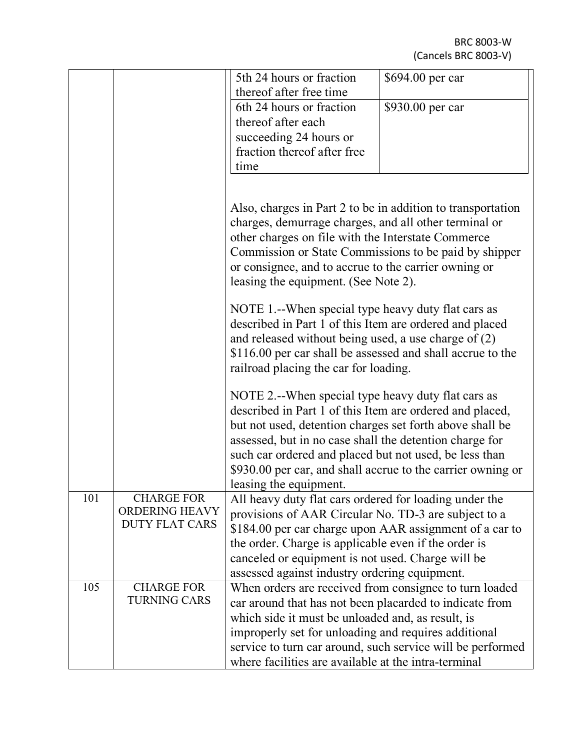| | | | |
|---|---|---|---|
| | | 5th 24 hours or fraction thereof after free time | $694.00 per car |
| | | 6th 24 hours or fraction thereof after each succeeding 24 hours or fraction thereof after free time | $930.00 per car |
| | | Also, charges in Part 2 to be in addition to transportation charges, demurrage charges, and all other terminal or other charges on file with the Interstate Commerce Commission or State Commissions to be paid by shipper or consignee, and to accrue to the carrier owning or leasing the equipment. (See Note 2).<br><br>NOTE 1.--When special type heavy duty flat cars as described in Part 1 of this Item are ordered and placed and released without being used, a use charge of (2) $116.00 per car shall be assessed and shall accrue to the railroad placing the car for loading.<br><br>NOTE 2.--When special type heavy duty flat cars as described in Part 1 of this Item are ordered and placed, but not used, detention charges set forth above shall be assessed, but in no case shall the detention charge for such car ordered and placed but not used, be less than $930.00 per car, and shall accrue to the carrier owning or leasing the equipment. | |
| 101 | CHARGE FOR ORDERING HEAVY DUTY FLAT CARS | All heavy duty flat cars ordered for loading under the provisions of AAR Circular No. TD-3 are subject to a $184.00 per car charge upon AAR assignment of a car to the order. Charge is applicable even if the order is canceled or equipment is not used. Charge will be assessed against industry ordering equipment. | |
| 105 | CHARGE FOR TURNING CARS | When orders are received from consignee to turn loaded car around that has not been placarded to indicate from which side it must be unloaded and, as result, is improperly set for unloading and requires additional service to turn car around, such service will be performed where facilities are available at the intra-terminal | |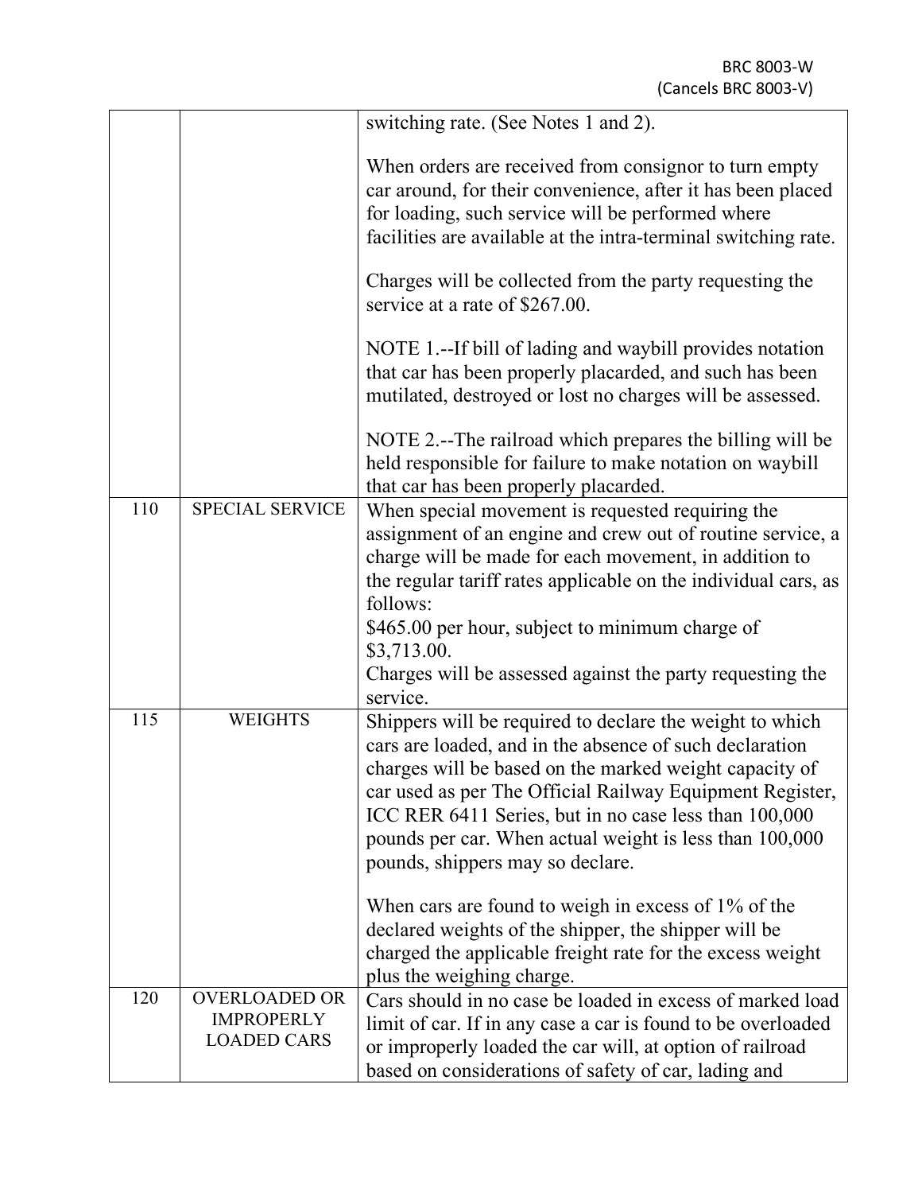| | | |
|---|---|---|
| | | switching rate. (See Notes 1 and 2).<br><br>When orders are received from consignor to turn empty car around, for their convenience, after it has been placed for loading, such service will be performed where facilities are available at the intra-terminal switching rate.<br><br>Charges will be collected from the party requesting the service at a rate of $267.00.<br><br>NOTE 1.--If bill of lading and waybill provides notation that car has been properly placarded, and such has been mutilated, destroyed or lost no charges will be assessed.<br><br>NOTE 2.--The railroad which prepares the billing will be held responsible for failure to make notation on waybill that car has been properly placarded. |
| 110 | SPECIAL SERVICE | When special movement is requested requiring the assignment of an engine and crew out of routine service, a charge will be made for each movement, in addition to the regular tariff rates applicable on the individual cars, as follows:<br>$465.00 per hour, subject to minimum charge of $3,713.00.<br>Charges will be assessed against the party requesting the service. |
| 115 | WEIGHTS | Shippers will be required to declare the weight to which cars are loaded, and in the absence of such declaration charges will be based on the marked weight capacity of car used as per The Official Railway Equipment Register, ICC RER 6411 Series, but in no case less than 100,000 pounds per car. When actual weight is less than 100,000 pounds, shippers may so declare.<br><br>When cars are found to weigh in excess of 1% of the declared weights of the shipper, the shipper will be charged the applicable freight rate for the excess weight plus the weighing charge. |
| 120 | OVERLOADED OR IMPROPERLY LOADED CARS | Cars should in no case be loaded in excess of marked load limit of car. If in any case a car is found to be overloaded or improperly loaded the car will, at option of railroad based on considerations of safety of car, lading and |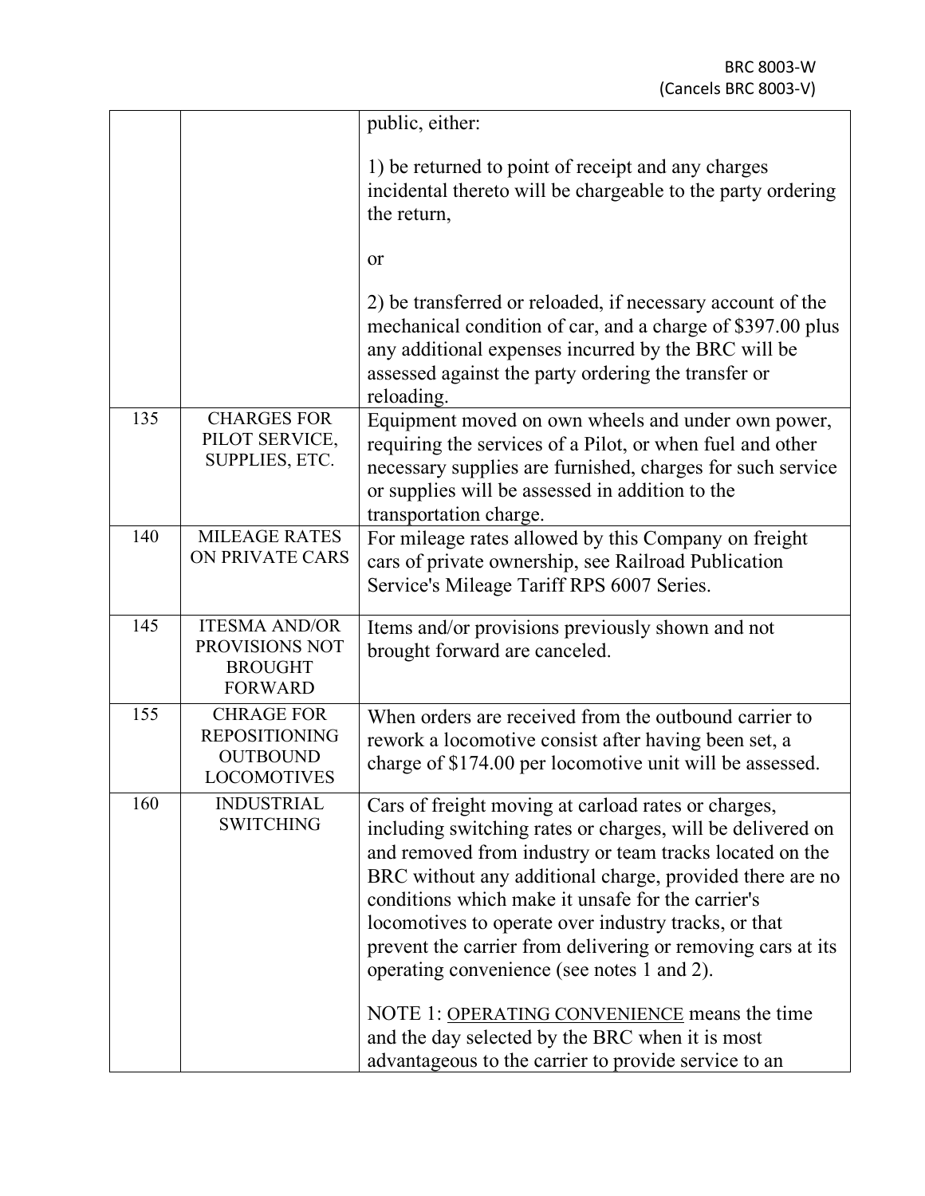| | | |
|---|---|---|
| | | public, either:<br><br>1) be returned to point of receipt and any charges incidental thereto will be chargeable to the party ordering the return,<br><br>or<br><br>2) be transferred or reloaded, if necessary account of the mechanical condition of car, and a charge of $397.00 plus any additional expenses incurred by the BRC will be assessed against the party ordering the transfer or reloading. |
| 135 | CHARGES FOR PILOT SERVICE, SUPPLIES, ETC. | Equipment moved on own wheels and under own power, requiring the services of a Pilot, or when fuel and other necessary supplies are furnished, charges for such service or supplies will be assessed in addition to the transportation charge. |
| 140 | MILEAGE RATES ON PRIVATE CARS | For mileage rates allowed by this Company on freight cars of private ownership, see Railroad Publication Service's Mileage Tariff RPS 6007 Series. |
| 145 | ITESMA AND/OR PROVISIONS NOT BROUGHT FORWARD | Items and/or provisions previously shown and not brought forward are canceled. |
| 155 | CHRAGE FOR REPOSITIONING OUTBOUND LOCOMOTIVES | When orders are received from the outbound carrier to rework a locomotive consist after having been set, a charge of $174.00 per locomotive unit will be assessed. |
| 160 | INDUSTRIAL SWITCHING | Cars of freight moving at carload rates or charges, including switching rates or charges, will be delivered on and removed from industry or team tracks located on the BRC without any additional charge, provided there are no conditions which make it unsafe for the carrier's locomotives to operate over industry tracks, or that prevent the carrier from delivering or removing cars at its operating convenience (see notes 1 and 2).<br><br>NOTE 1: OPERATING CONVENIENCE means the time and the day selected by the BRC when it is most advantageous to the carrier to provide service to an |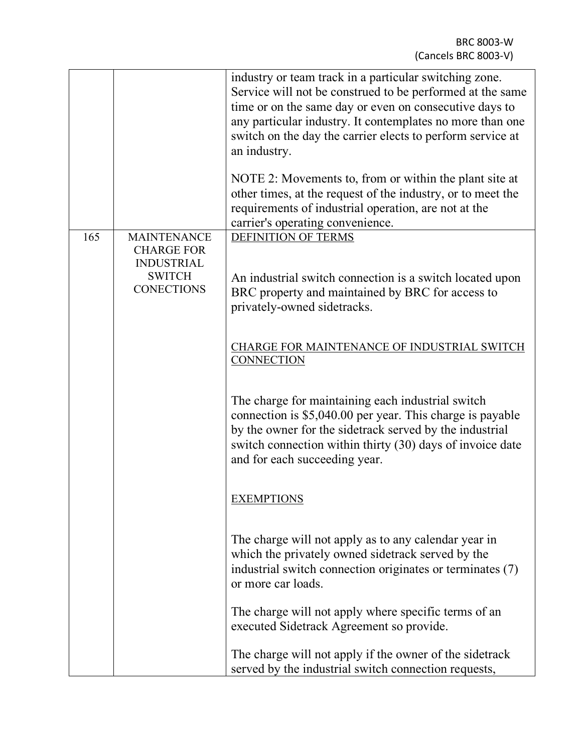| | | |
|---|---|---|
| | | industry or team track in a particular switching zone. Service will not be construed to be performed at the same time or on the same day or even on consecutive days to any particular industry. It contemplates no more than one switch on the day the carrier elects to perform service at an industry.<br><br>NOTE 2: Movements to, from or within the plant site at other times, at the request of the industry, or to meet the requirements of industrial operation, are not at the carrier's operating convenience. |
| 165 | MAINTENANCE CHARGE FOR INDUSTRIAL SWITCH CONECTIONS | DEFINITION OF TERMS<br><br>An industrial switch connection is a switch located upon BRC property and maintained by BRC for access to privately-owned sidetracks.<br><br>CHARGE FOR MAINTENANCE OF INDUSTRIAL SWITCH CONNECTION<br><br>The charge for maintaining each industrial switch connection is $5,040.00 per year. This charge is payable by the owner for the sidetrack served by the industrial switch connection within thirty (30) days of invoice date and for each succeeding year.<br><br>EXEMPTIONS<br><br>The charge will not apply as to any calendar year in which the privately owned sidetrack served by the industrial switch connection originates or terminates (7) or more car loads.<br><br>The charge will not apply where specific terms of an executed Sidetrack Agreement so provide.<br><br>The charge will not apply if the owner of the sidetrack served by the industrial switch connection requests, |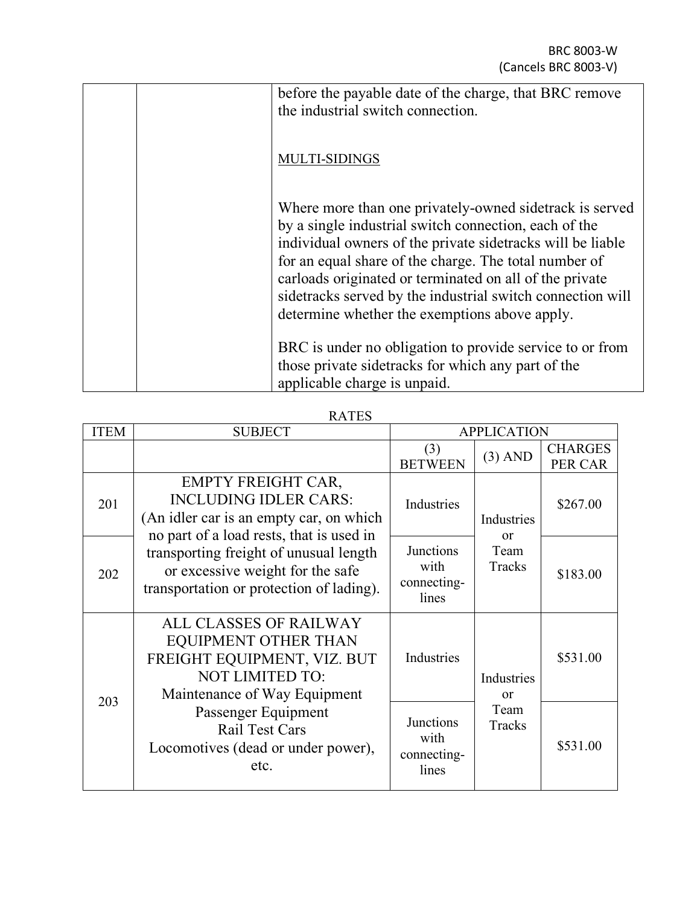| | | |
|---|---|---|
| | | before the payable date of the charge, that BRC remove the industrial switch connection.<br><br>MULTI-SIDINGS<br><br>Where more than one privately-owned sidetrack is served by a single industrial switch connection, each of the individual owners of the private sidetracks will be liable for an equal share of the charge. The total number of carloads originated or terminated on all of the private sidetracks served by the industrial switch connection will determine whether the exemptions above apply.<br><br>BRC is under no obligation to provide service to or from those private sidetracks for which any part of the applicable charge is unpaid. |

RATES

| ITEM | SUBJECT | APPLICATION | | |
|---|---|---|---|---|
| | | (3) BETWEEN | (3) AND | CHARGES PER CAR |
| 201 | EMPTY FREIGHT CAR, INCLUDING IDLER CARS: (An idler car is an empty car, on which no part of a load rests, that is used in transporting freight of unusual length or excessive weight for the safe transportation or protection of lading). | Industries | Industries or Team Tracks | $267.00 |
| 202 | | Junctions with connecting-lines | | $183.00 |
| 203 | ALL CLASSES OF RAILWAY EQUIPMENT OTHER THAN FREIGHT EQUIPMENT, VIZ. BUT NOT LIMITED TO: Maintenance of Way Equipment Passenger Equipment Rail Test Cars Locomotives (dead or under power), etc. | Industries | Industries or Team Tracks | $531.00 |
| | | Junctions with connecting-lines | | $531.00 |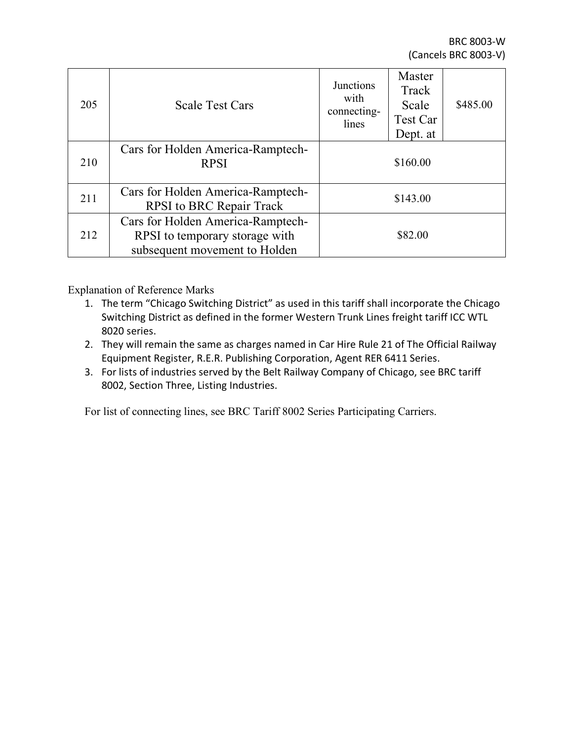BRC 8003-W
(Cancels BRC 8003-V)

| | | | | |
|---|---|---|---|---|
| 205 | Scale Test Cars | Junctions with connecting-lines | Master Track Scale Test Car Dept. at | $485.00 |
| 210 | Cars for Holden America-Ramptech-RPSI | $160.00 | | |
| 211 | Cars for Holden America-Ramptech-RPSI to BRC Repair Track | $143.00 | | |
| 212 | Cars for Holden America-Ramptech-RPSI to temporary storage with subsequent movement to Holden | $82.00 | | |

Explanation of Reference Marks

1. The term "Chicago Switching District" as used in this tariff shall incorporate the Chicago Switching District as defined in the former Western Trunk Lines freight tariff ICC WTL 8020 series.
2. They will remain the same as charges named in Car Hire Rule 21 of The Official Railway Equipment Register, R.E.R. Publishing Corporation, Agent RER 6411 Series.
3. For lists of industries served by the Belt Railway Company of Chicago, see BRC tariff 8002, Section Three, Listing Industries.

For list of connecting lines, see BRC Tariff 8002 Series Participating Carriers.